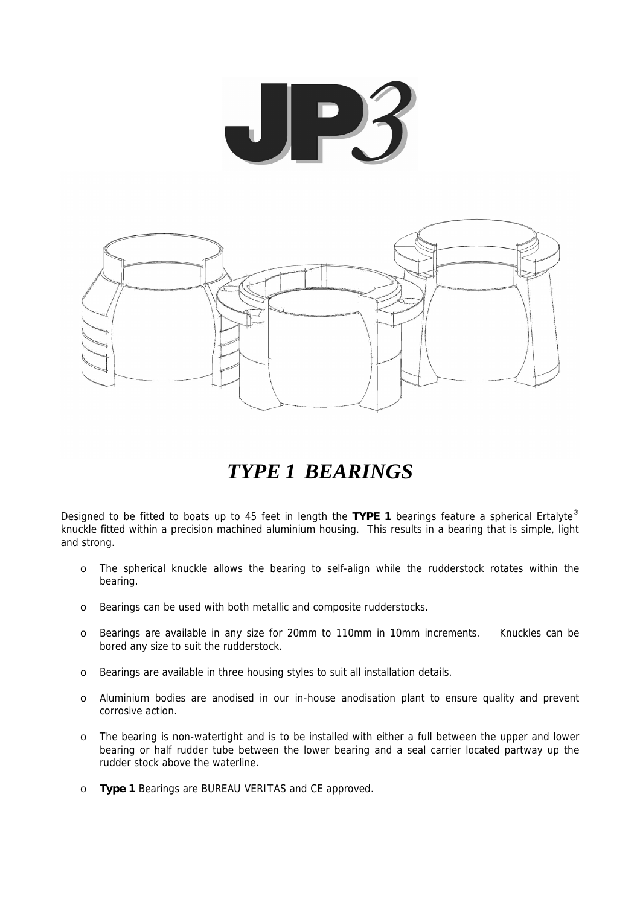# JP3

## *TYPE 1 BEARINGS*

Designed to be fitted to boats up to 45 feet in length the **TYPE 1** bearings feature a spherical Ertalyte® knuckle fitted within a precision machined aluminium housing. This results in a bearing that is simple, light and strong.

- The spherical knuckle allows the bearing to self-align while the rudderstock rotates within the bearing.
- Bearings can be used with both metallic and composite rudderstocks.
- Bearings are available in any size for 20mm to 110mm in 10mm increments. Knuckles can be bored any size to suit the rudderstock.
- Bearings are available in three housing styles to suit all installation details.
- Aluminium bodies are anodised in our in-house anodisation plant to ensure quality and prevent corrosive action.
- The bearing is non-watertight and is to be installed with either a full between the upper and lower bearing or half rudder tube between the lower bearing and a seal carrier located partway up the rudder stock above the waterline.
- **Type 1** Bearings are BUREAU VERITAS and CE approved.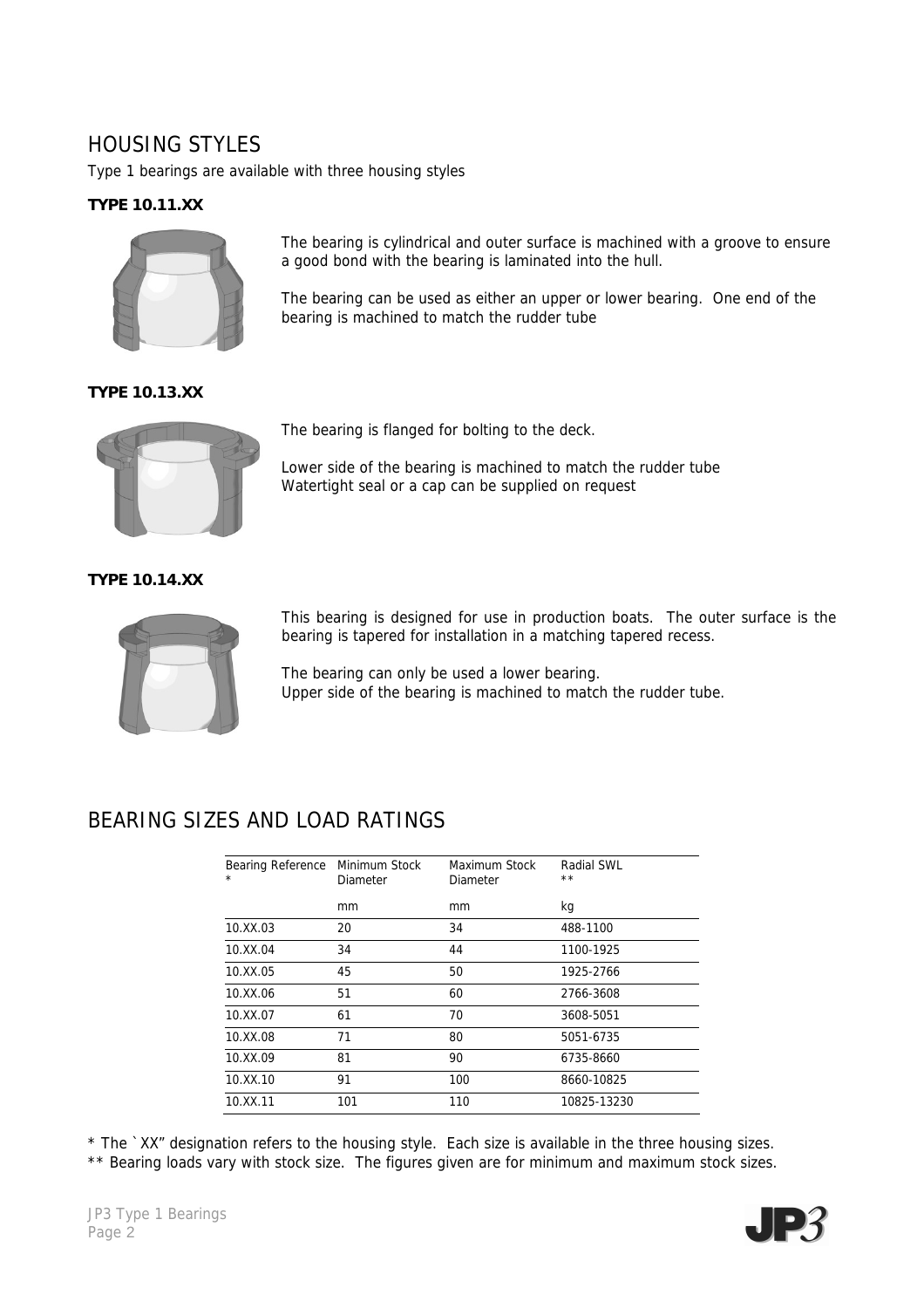## HOUSING STYLES

Type 1 bearings are available with three housing styles

**TYPE 10.11.XX**

The bearing is cylindrical and outer surface is machined with a groove to ensure a good bond with the bearing is laminated into the hull.

The bearing can be used as either an upper or lower bearing. One end of the bearing is machined to match the rudder tube

**TYPE 10.13.XX**

The bearing is flanged for bolting to the deck.

Lower side of the bearing is machined to match the rudder tube
Watertight seal or a cap can be supplied on request

**TYPE 10.14.XX**

This bearing is designed for use in production boats. The outer surface is the bearing is tapered for installation in a matching tapered recess.

The bearing can only be used a lower bearing.
Upper side of the bearing is machined to match the rudder tube.

## BEARING SIZES AND LOAD RATINGS

| Bearing Reference * | Minimum Stock Diameter | Maximum Stock Diameter | Radial SWL ** |
|---|---|---|---|
| | mm | mm | kg |
| 10.XX.03 | 20 | 34 | 488-1100 |
| 10.XX.04 | 34 | 44 | 1100-1925 |
| 10.XX.05 | 45 | 50 | 1925-2766 |
| 10.XX.06 | 51 | 60 | 2766-3608 |
| 10.XX.07 | 61 | 70 | 3608-5051 |
| 10.XX.08 | 71 | 80 | 5051-6735 |
| 10.XX.09 | 81 | 90 | 6735-8660 |
| 10.XX.10 | 91 | 100 | 8660-10825 |
| 10.XX.11 | 101 | 110 | 10825-13230 |

* The `XX" designation refers to the housing style. Each size is available in the three housing sizes.
** Bearing loads vary with stock size. The figures given are for minimum and maximum stock sizes.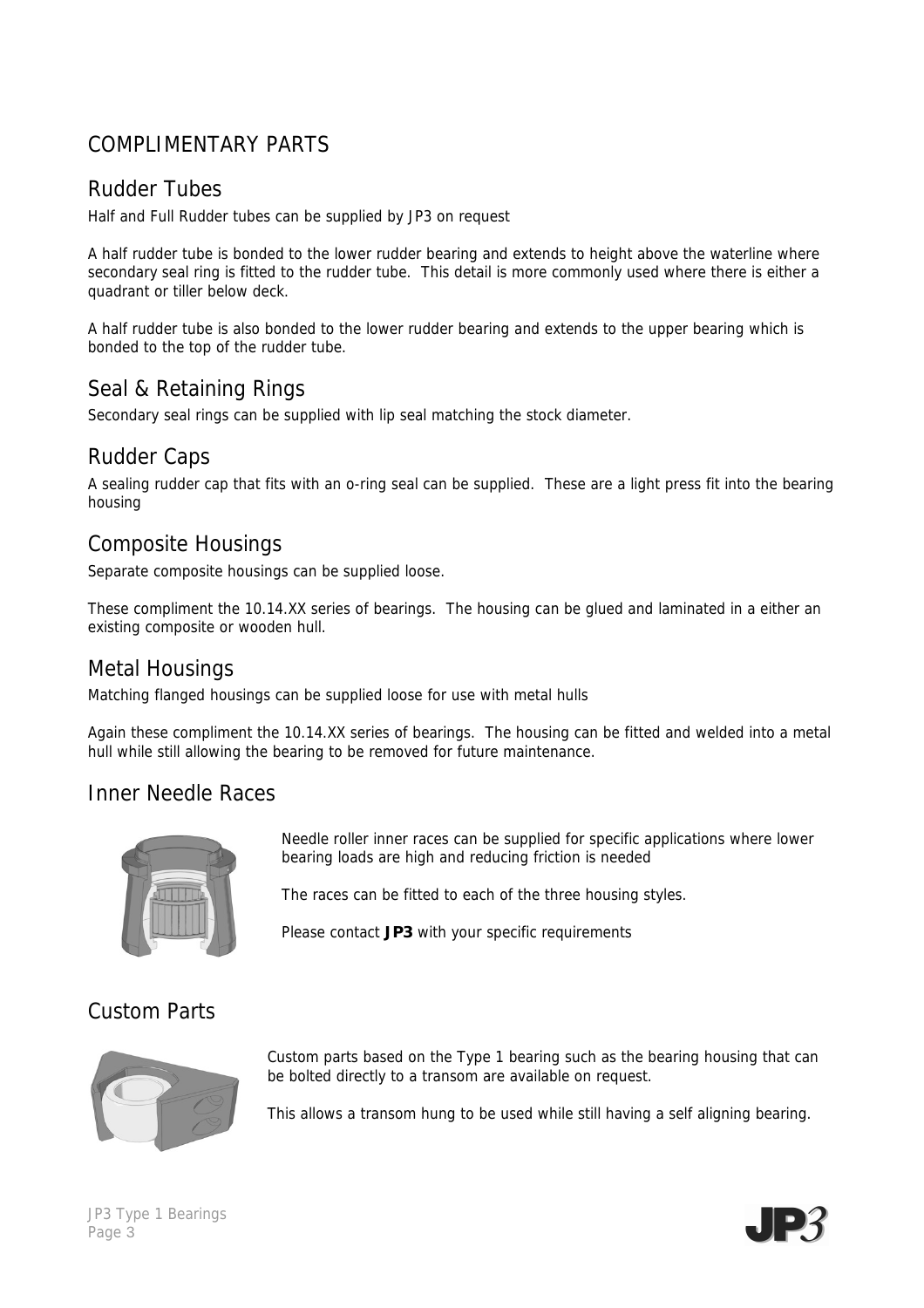# COMPLIMENTARY PARTS

## Rudder Tubes

Half and Full Rudder tubes can be supplied by JP3 on request

A half rudder tube is bonded to the lower rudder bearing and extends to height above the waterline where secondary seal ring is fitted to the rudder tube. This detail is more commonly used where there is either a quadrant or tiller below deck.

A half rudder tube is also bonded to the lower rudder bearing and extends to the upper bearing which is bonded to the top of the rudder tube.

## Seal & Retaining Rings

Secondary seal rings can be supplied with lip seal matching the stock diameter.

## Rudder Caps

A sealing rudder cap that fits with an o-ring seal can be supplied. These are a light press fit into the bearing housing

## Composite Housings

Separate composite housings can be supplied loose.

These compliment the 10.14.XX series of bearings. The housing can be glued and laminated in a either an existing composite or wooden hull.

## Metal Housings

Matching flanged housings can be supplied loose for use with metal hulls

Again these compliment the 10.14.XX series of bearings. The housing can be fitted and welded into a metal hull while still allowing the bearing to be removed for future maintenance.

## Inner Needle Races

Needle roller inner races can be supplied for specific applications where lower bearing loads are high and reducing friction is needed

The races can be fitted to each of the three housing styles.

Please contact **JP3** with your specific requirements

## Custom Parts

Custom parts based on the Type 1 bearing such as the bearing housing that can be bolted directly to a transom are available on request.

This allows a transom hung to be used while still having a self aligning bearing.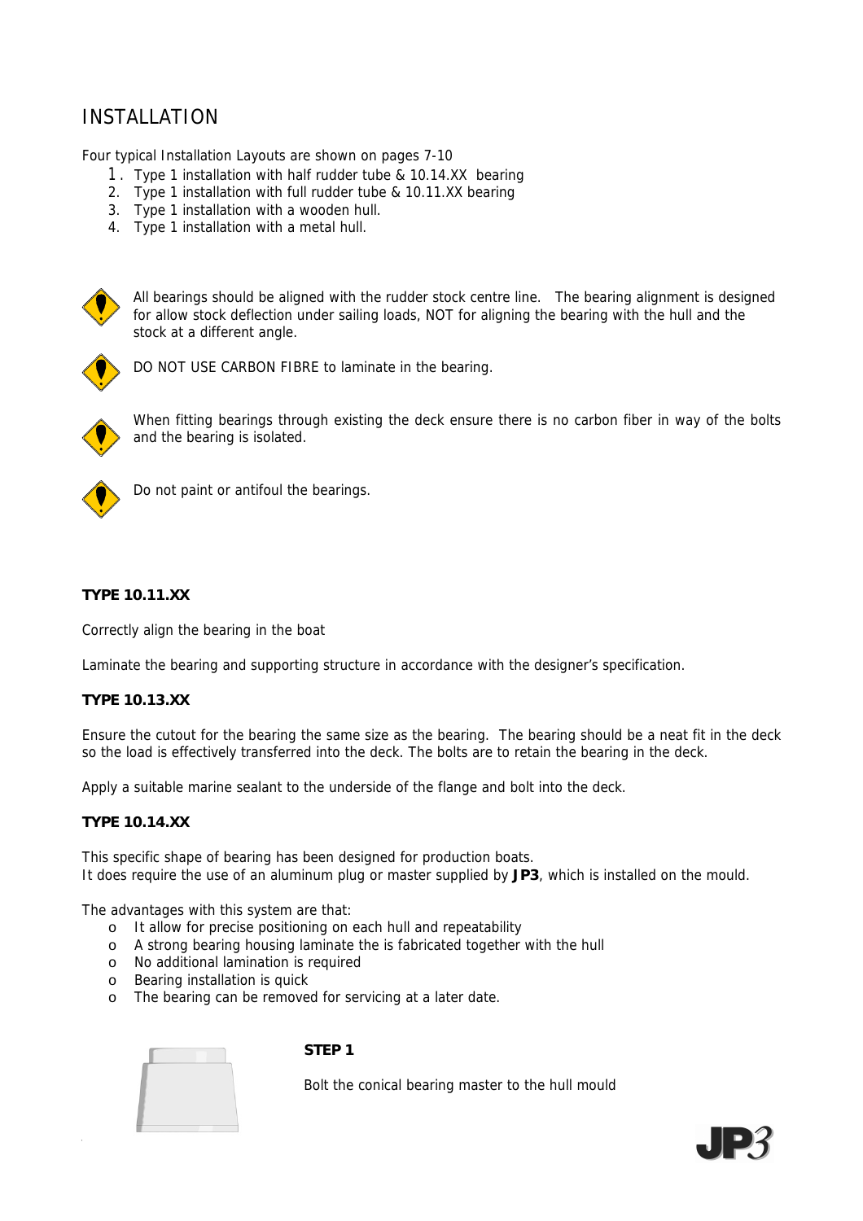# INSTALLATION

Four typical Installation Layouts are shown on pages 7-10

1. Type 1 installation with half rudder tube & 10.14.XX bearing
2. Type 1 installation with full rudder tube & 10.11.XX bearing
3. Type 1 installation with a wooden hull.
4. Type 1 installation with a metal hull.

All bearings should be aligned with the rudder stock centre line. The bearing alignment is designed for allow stock deflection under sailing loads, NOT for aligning the bearing with the hull and the stock at a different angle.

DO NOT USE CARBON FIBRE to laminate in the bearing.

When fitting bearings through existing the deck ensure there is no carbon fiber in way of the bolts and the bearing is isolated.

Do not paint or antifoul the bearings.

**TYPE 10.11.XX**

Correctly align the bearing in the boat

Laminate the bearing and supporting structure in accordance with the designer's specification.

**TYPE 10.13.XX**

Ensure the cutout for the bearing the same size as the bearing. The bearing should be a neat fit in the deck so the load is effectively transferred into the deck. The bolts are to retain the bearing in the deck.

Apply a suitable marine sealant to the underside of the flange and bolt into the deck.

**TYPE 10.14.XX**

This specific shape of bearing has been designed for production boats.
It does require the use of an aluminum plug or master supplied by **JP3**, which is installed on the mould.

The advantages with this system are that:

- It allow for precise positioning on each hull and repeatability
- A strong bearing housing laminate the is fabricated together with the hull
- No additional lamination is required
- Bearing installation is quick
- The bearing can be removed for servicing at a later date.

**STEP 1**

Bolt the conical bearing master to the hull mould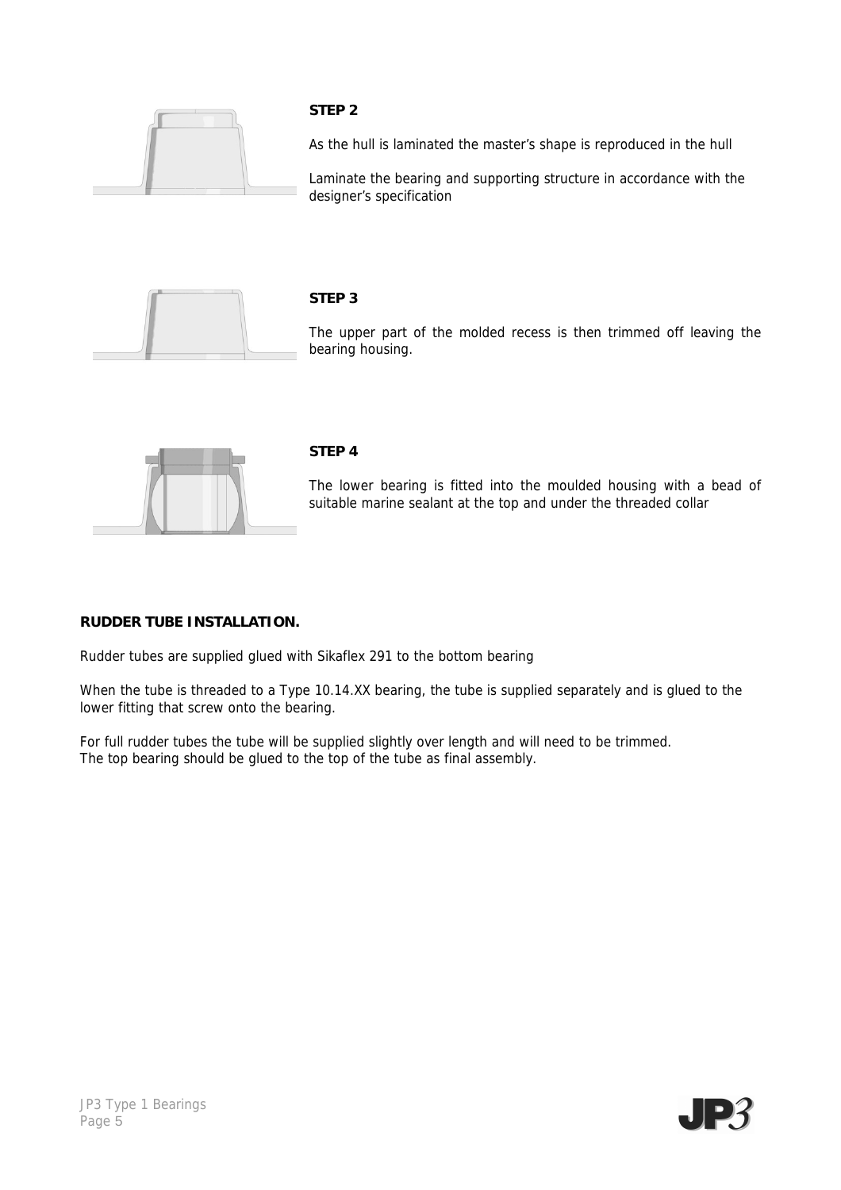**STEP 2**

As the hull is laminated the master's shape is reproduced in the hull

Laminate the bearing and supporting structure in accordance with the designer's specification

**STEP 3**

The upper part of the molded recess is then trimmed off leaving the bearing housing.

**STEP 4**

The lower bearing is fitted into the moulded housing with a bead of suitable marine sealant at the top and under the threaded collar

**RUDDER TUBE INSTALLATION.**

Rudder tubes are supplied glued with Sikaflex 291 to the bottom bearing

When the tube is threaded to a Type 10.14.XX bearing, the tube is supplied separately and is glued to the lower fitting that screw onto the bearing.

For full rudder tubes the tube will be supplied slightly over length and will need to be trimmed.
The top bearing should be glued to the top of the tube as final assembly.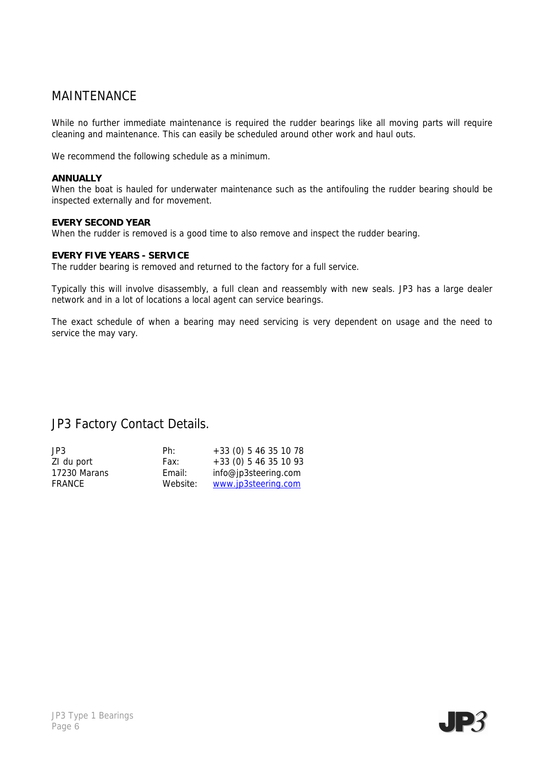# MAINTENANCE

While no further immediate maintenance is required the rudder bearings like all moving parts will require cleaning and maintenance. This can easily be scheduled around other work and haul outs.

We recommend the following schedule as a minimum.

**ANNUALLY**
When the boat is hauled for underwater maintenance such as the antifouling the rudder bearing should be inspected externally and for movement.

**EVERY SECOND YEAR**
When the rudder is removed is a good time to also remove and inspect the rudder bearing.

**EVERY FIVE YEARS - SERVICE**
The rudder bearing is removed and returned to the factory for a full service.

Typically this will involve disassembly, a full clean and reassembly with new seals. JP3 has a large dealer network and in a lot of locations a local agent can service bearings.

The exact schedule of when a bearing may need servicing is very dependent on usage and the need to service the may vary.

# JP3 Factory Contact Details.

| | | |
|---|---|---|
| JP3 | Ph: | +33 (0) 5 46 35 10 78 |
| ZI du port | Fax: | +33 (0) 5 46 35 10 93 |
| 17230 Marans | Email: | info@jp3steering.com |
| FRANCE | Website: | www.jp3steering.com |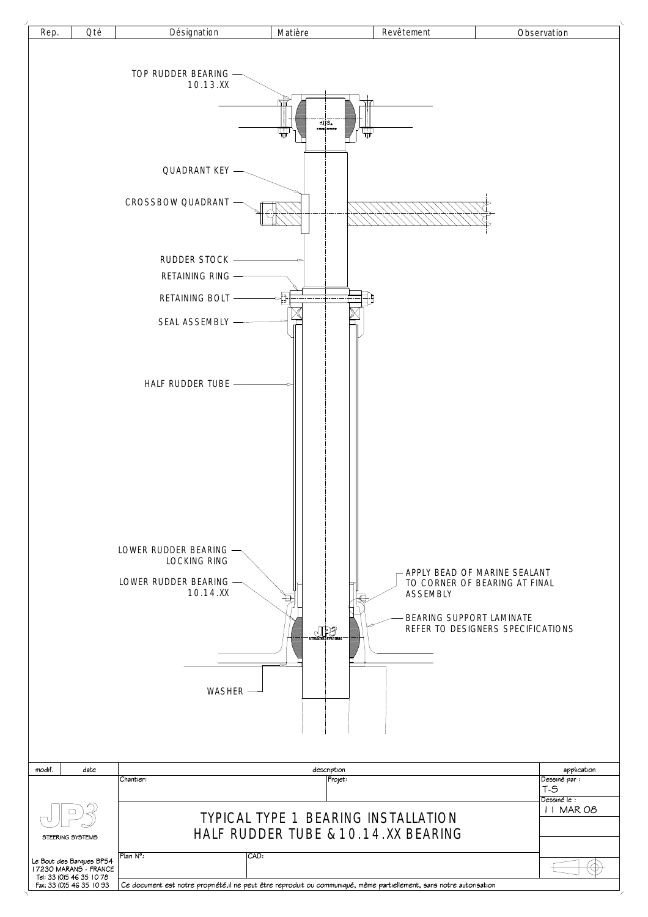| Rep. | Qté | Désignation | Matière | Revêtement | Observation |
|---|---|---|---|---|---|

TOP RUDDER BEARING 10.13.XX

QUADRANT KEY

CROSSBOW QUADRANT

RUDDER STOCK

RETAINING RING

RETAINING BOLT

SEAL ASSEMBLY

HALF RUDDER TUBE

LOWER RUDDER BEARING LOCKING RING

LOWER RUDDER BEARING 10.14.XX

APPLY BEAD OF MARINE SEALANT TO CORNER OF BEARING AT FINAL ASSEMBLY

BEARING SUPPORT LAMINATE REFER TO DESIGNERS SPECIFICATIONS

WASHER

| modif. | date | description | application |
|---|---|---|---|

JP3 STEERING SYSTEMS

Le Bout des Barques BP54
17230 MARANS - FRANCE
Tel: 33 (0)5 46 35 10 78
Fax: 33 (0)5 46 35 10 93

Chantier:

Projet:

# TYPICAL TYPE 1 BEARING INSTALLATION
## HALF RUDDER TUBE & 10.14.XX BEARING

Plan N°:

CAD:

Dessiné par : T-S

Dessiné le : 11 MAR 08

Ce document est notre propriété, il ne peut être reproduit ou communiqué, même partiellement, sans notre autorisation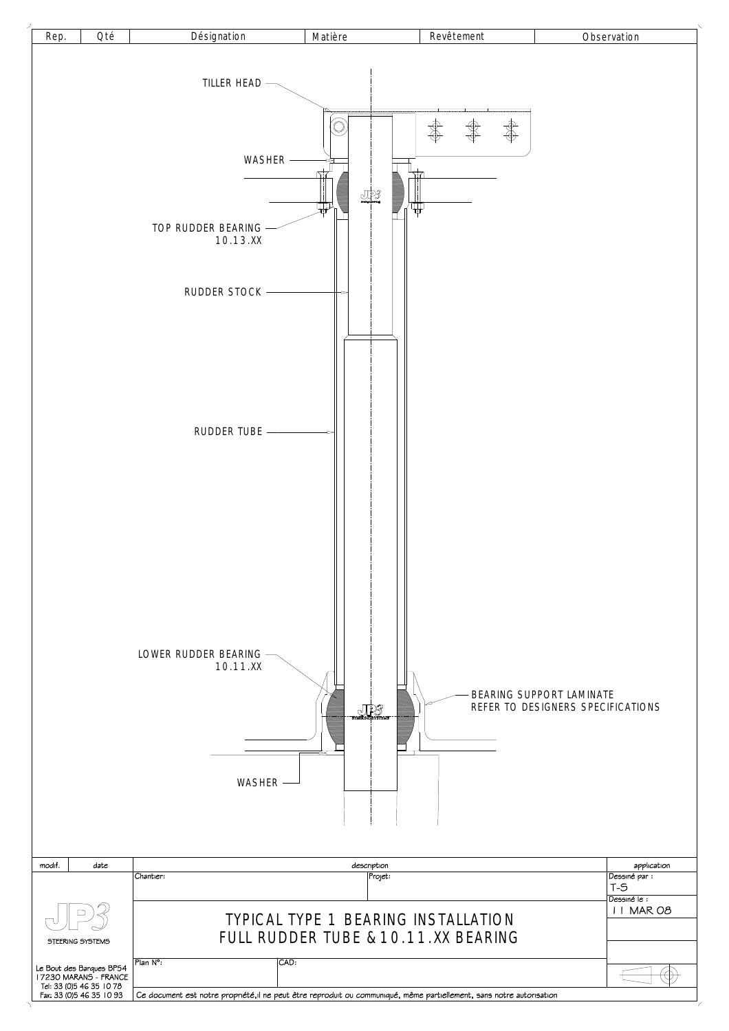| Rep. | Qté | Désignation | Matière | Revêtement | Observation |
|---|---|---|---|---|---|

TILLER HEAD

WASHER

TOP RUDDER BEARING
10.13.XX

RUDDER STOCK

RUDDER TUBE

LOWER RUDDER BEARING
10.11.XX

BEARING SUPPORT LAMINATE
REFER TO DESIGNERS SPECIFICATIONS

WASHER

| modif. | date | description | application |
|---|---|---|---|

JP3 STEERING SYSTEMS

Le Bout des Barques BP54
17230 MARANS - FRANCE
Tel: 33 (0)5 46 35 10 78
Fax: 33 (0)5 46 35 10 93

Chantier:

Projet:

Dessiné par : T-S

Dessiné le : 11 MAR 08

# TYPICAL TYPE 1 BEARING INSTALLATION
# FULL RUDDER TUBE & 10.11.XX BEARING

Plan N°:

CAD:

Ce document est notre propriété, il ne peut être reproduit ou communiqué, même partiellement, sans notre autorisation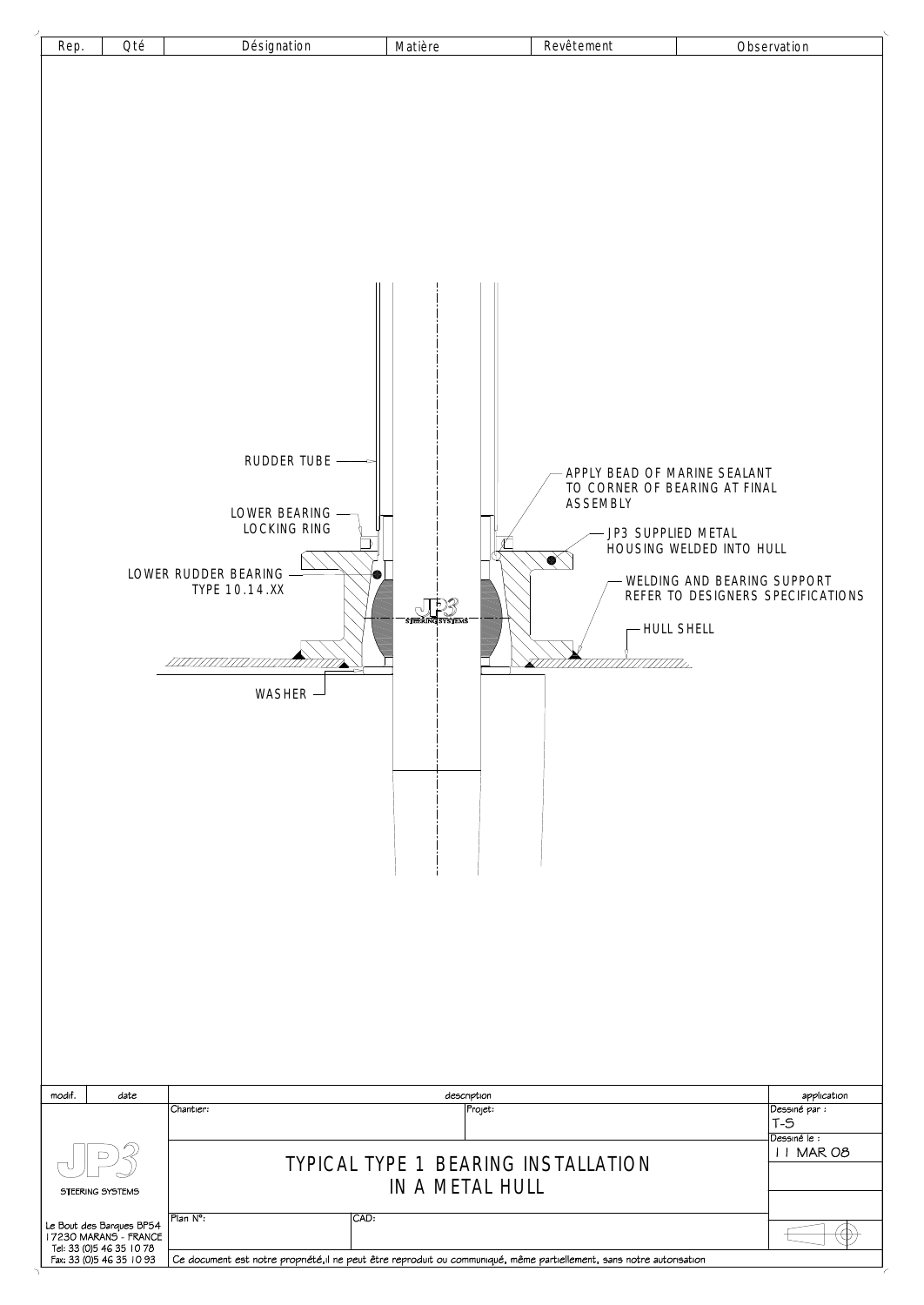| Rep. | Qté | Désignation | Matière | Revêtement | Observation |
| --- | --- | --- | --- | --- | --- |

RUDDER TUBE

LOWER BEARING LOCKING RING

LOWER RUDDER BEARING TYPE 10.14.XX

WASHER

APPLY BEAD OF MARINE SEALANT TO CORNER OF BEARING AT FINAL ASSEMBLY

JP3 SUPPLIED METAL HOUSING WELDED INTO HULL

WELDING AND BEARING SUPPORT REFER TO DESIGNERS SPECIFICATIONS

HULL SHELL

JP3 STEERING SYSTEMS

| modif. | date | description | application |
| --- | --- | --- | --- |
| | | Chantier: / Projet: | Dessiné par : T-S |
| JP3 STEERING SYSTEMS | | TYPICAL TYPE 1 BEARING INSTALLATION IN A METAL HULL | Dessiné le : 11 MAR 08 |
| Le Bout des Barques BP54 17230 MARANS - FRANCE Tel: 33 (0)5 46 35 10 78 Fax: 33 (0)5 46 35 10 93 | | Plan N°: / CAD: | |

Ce document est notre propriété, il ne peut être reproduit ou communiqué, même partiellement, sans notre autorisation